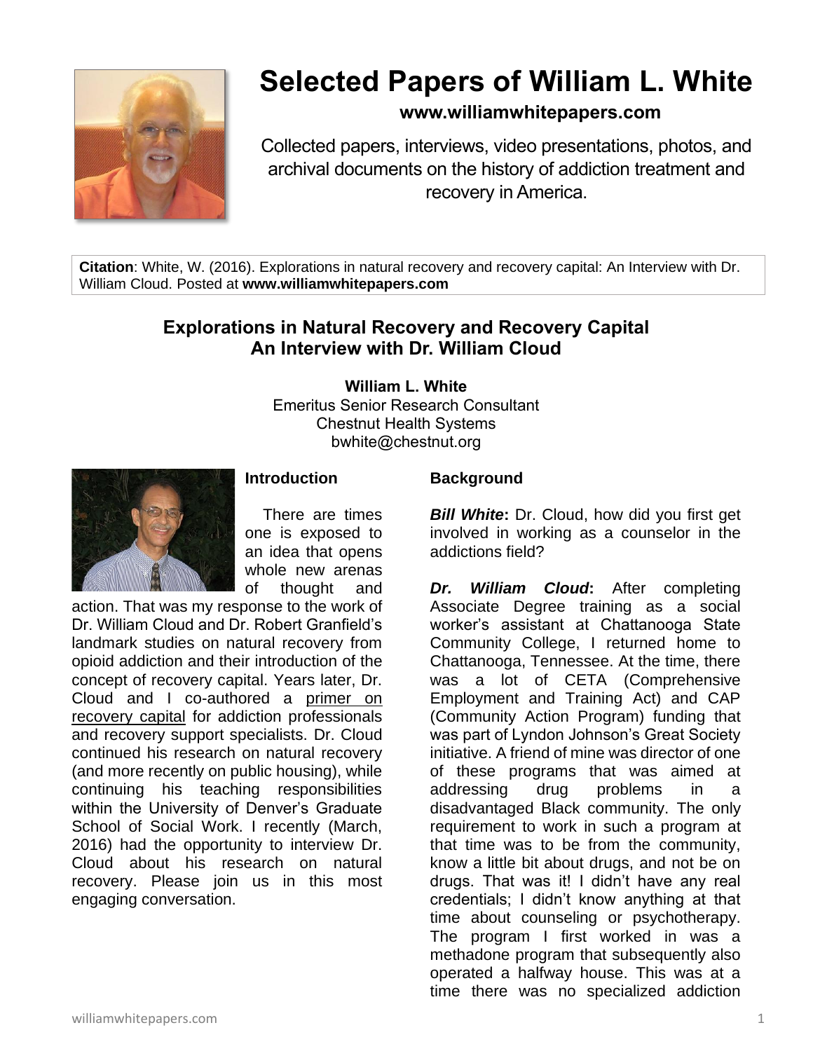# Selected Papers of William L. White

**www.williamwhitepapers.com**

Collected papers, interviews, video presentations, photos, and archival documents on the history of addiction treatment and recovery in America.

**Citation**: White, W. (2016). Explorations in natural recovery and recovery capital: An Interview with Dr. William Cloud. Posted at **www.williamwhitepapers.com**

## Explorations in Natural Recovery and Recovery Capital
## An Interview with Dr. William Cloud

**William L. White**
Emeritus Senior Research Consultant
Chestnut Health Systems
bwhite@chestnut.org

### Introduction

There are times one is exposed to an idea that opens whole new arenas of thought and action. That was my response to the work of Dr. William Cloud and Dr. Robert Granfield's landmark studies on natural recovery from opioid addiction and their introduction of the concept of recovery capital. Years later, Dr. Cloud and I co-authored a primer on recovery capital for addiction professionals and recovery support specialists. Dr. Cloud continued his research on natural recovery (and more recently on public housing), while continuing his teaching responsibilities within the University of Denver's Graduate School of Social Work. I recently (March, 2016) had the opportunity to interview Dr. Cloud about his research on natural recovery. Please join us in this most engaging conversation.

### Background

***Bill White*:** Dr. Cloud, how did you first get involved in working as a counselor in the addictions field?

***Dr. William Cloud*:** After completing Associate Degree training as a social worker's assistant at Chattanooga State Community College, I returned home to Chattanooga, Tennessee. At the time, there was a lot of CETA (Comprehensive Employment and Training Act) and CAP (Community Action Program) funding that was part of Lyndon Johnson's Great Society initiative. A friend of mine was director of one of these programs that was aimed at addressing drug problems in a disadvantaged Black community. The only requirement to work in such a program at that time was to be from the community, know a little bit about drugs, and not be on drugs. That was it! I didn't have any real credentials; I didn't know anything at that time about counseling or psychotherapy. The program I first worked in was a methadone program that subsequently also operated a halfway house. This was at a time there was no specialized addiction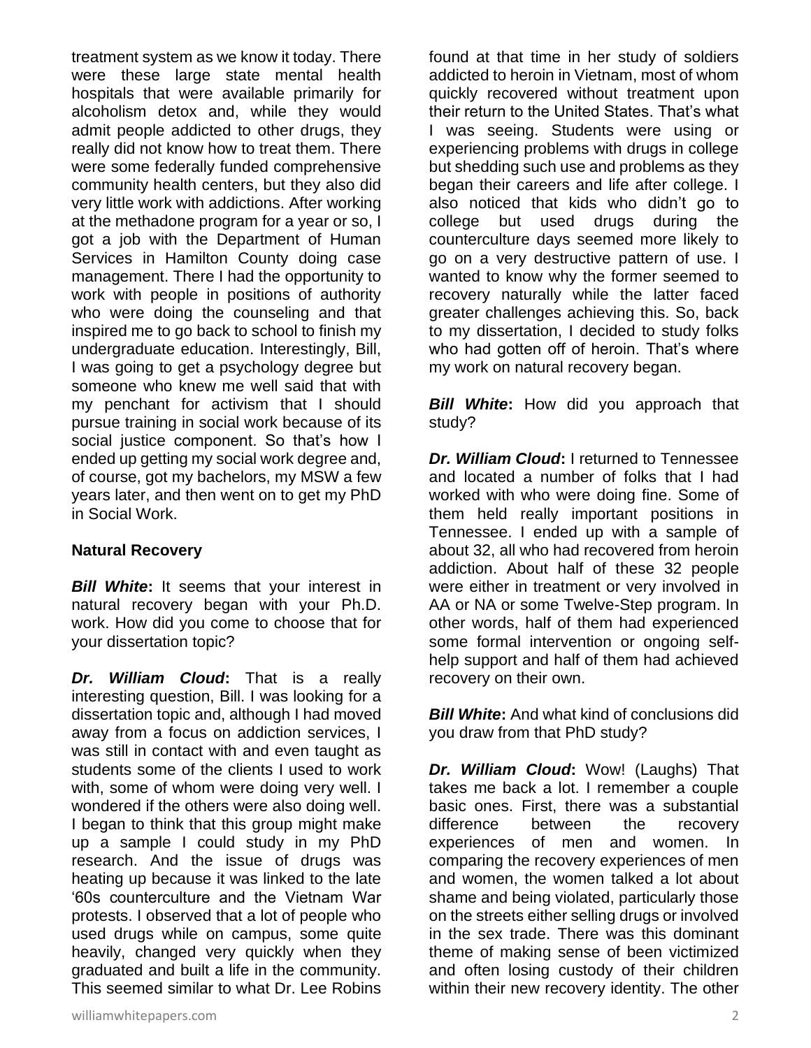treatment system as we know it today. There were these large state mental health hospitals that were available primarily for alcoholism detox and, while they would admit people addicted to other drugs, they really did not know how to treat them. There were some federally funded comprehensive community health centers, but they also did very little work with addictions. After working at the methadone program for a year or so, I got a job with the Department of Human Services in Hamilton County doing case management. There I had the opportunity to work with people in positions of authority who were doing the counseling and that inspired me to go back to school to finish my undergraduate education. Interestingly, Bill, I was going to get a psychology degree but someone who knew me well said that with my penchant for activism that I should pursue training in social work because of its social justice component. So that's how I ended up getting my social work degree and, of course, got my bachelors, my MSW a few years later, and then went on to get my PhD in Social Work.

**Natural Recovery**

***Bill White*:** It seems that your interest in natural recovery began with your Ph.D. work. How did you come to choose that for your dissertation topic?

***Dr. William Cloud*:** That is a really interesting question, Bill. I was looking for a dissertation topic and, although I had moved away from a focus on addiction services, I was still in contact with and even taught as students some of the clients I used to work with, some of whom were doing very well. I wondered if the others were also doing well. I began to think that this group might make up a sample I could study in my PhD research. And the issue of drugs was heating up because it was linked to the late '60s counterculture and the Vietnam War protests. I observed that a lot of people who used drugs while on campus, some quite heavily, changed very quickly when they graduated and built a life in the community. This seemed similar to what Dr. Lee Robins found at that time in her study of soldiers addicted to heroin in Vietnam, most of whom quickly recovered without treatment upon their return to the United States. That's what I was seeing. Students were using or experiencing problems with drugs in college but shedding such use and problems as they began their careers and life after college. I also noticed that kids who didn't go to college but used drugs during the counterculture days seemed more likely to go on a very destructive pattern of use. I wanted to know why the former seemed to recovery naturally while the latter faced greater challenges achieving this. So, back to my dissertation, I decided to study folks who had gotten off of heroin. That's where my work on natural recovery began.

***Bill White*:** How did you approach that study?

***Dr. William Cloud*:** I returned to Tennessee and located a number of folks that I had worked with who were doing fine. Some of them held really important positions in Tennessee. I ended up with a sample of about 32, all who had recovered from heroin addiction. About half of these 32 people were either in treatment or very involved in AA or NA or some Twelve-Step program. In other words, half of them had experienced some formal intervention or ongoing self-help support and half of them had achieved recovery on their own.

***Bill White*:** And what kind of conclusions did you draw from that PhD study?

***Dr. William Cloud*:** Wow! (Laughs) That takes me back a lot. I remember a couple basic ones. First, there was a substantial difference between the recovery experiences of men and women. In comparing the recovery experiences of men and women, the women talked a lot about shame and being violated, particularly those on the streets either selling drugs or involved in the sex trade. There was this dominant theme of making sense of been victimized and often losing custody of their children within their new recovery identity. The other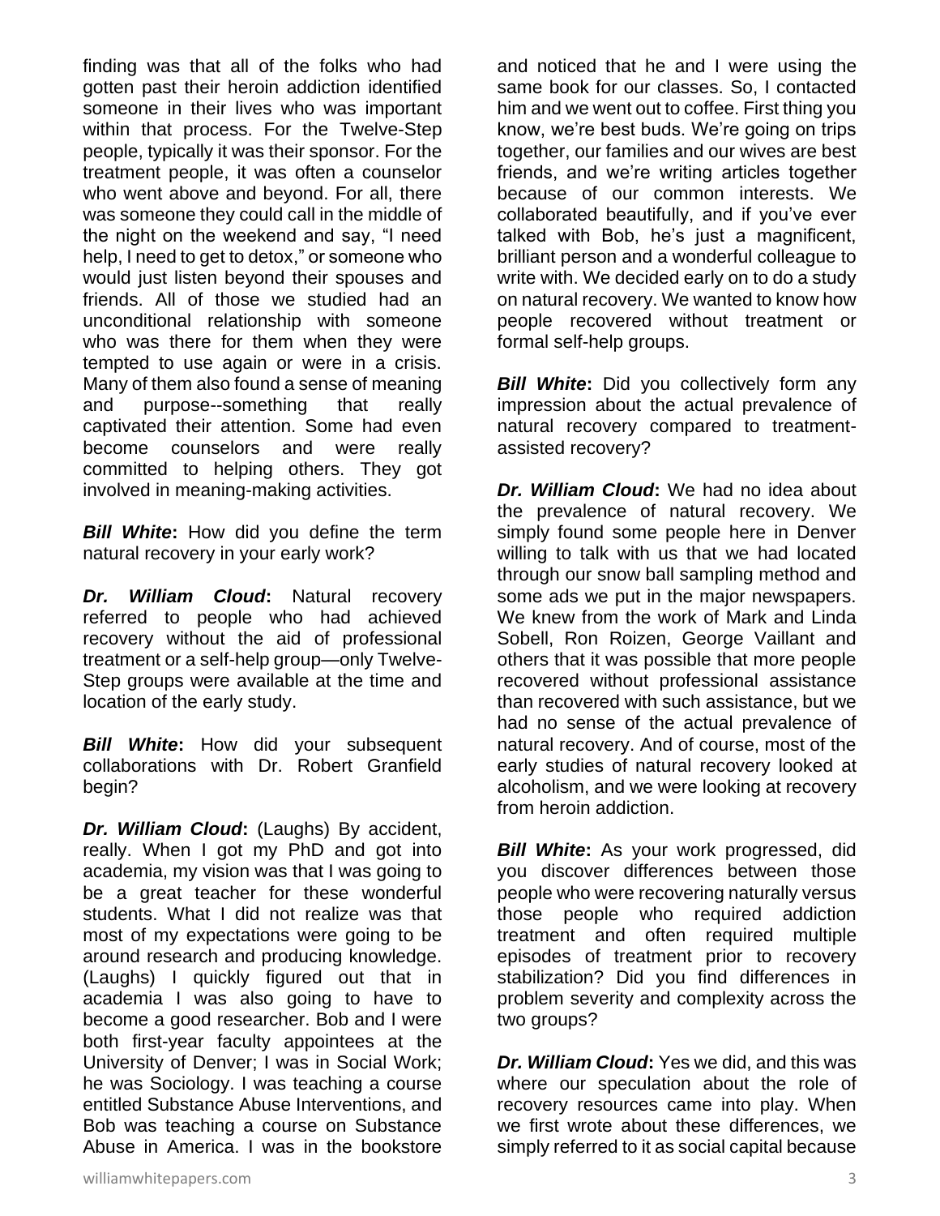finding was that all of the folks who had gotten past their heroin addiction identified someone in their lives who was important within that process. For the Twelve-Step people, typically it was their sponsor. For the treatment people, it was often a counselor who went above and beyond. For all, there was someone they could call in the middle of the night on the weekend and say, "I need help, I need to get to detox," or someone who would just listen beyond their spouses and friends. All of those we studied had an unconditional relationship with someone who was there for them when they were tempted to use again or were in a crisis. Many of them also found a sense of meaning and purpose--something that really captivated their attention. Some had even become counselors and were really committed to helping others. They got involved in meaning-making activities.

***Bill White*:** How did you define the term natural recovery in your early work?

***Dr. William Cloud*:** Natural recovery referred to people who had achieved recovery without the aid of professional treatment or a self-help group—only Twelve-Step groups were available at the time and location of the early study.

***Bill White*:** How did your subsequent collaborations with Dr. Robert Granfield begin?

***Dr. William Cloud*:** (Laughs) By accident, really. When I got my PhD and got into academia, my vision was that I was going to be a great teacher for these wonderful students. What I did not realize was that most of my expectations were going to be around research and producing knowledge. (Laughs) I quickly figured out that in academia I was also going to have to become a good researcher. Bob and I were both first-year faculty appointees at the University of Denver; I was in Social Work; he was Sociology. I was teaching a course entitled Substance Abuse Interventions, and Bob was teaching a course on Substance Abuse in America. I was in the bookstore and noticed that he and I were using the same book for our classes. So, I contacted him and we went out to coffee. First thing you know, we're best buds. We're going on trips together, our families and our wives are best friends, and we're writing articles together because of our common interests. We collaborated beautifully, and if you've ever talked with Bob, he's just a magnificent, brilliant person and a wonderful colleague to write with. We decided early on to do a study on natural recovery. We wanted to know how people recovered without treatment or formal self-help groups.

***Bill White*:** Did you collectively form any impression about the actual prevalence of natural recovery compared to treatment-assisted recovery?

***Dr. William Cloud*:** We had no idea about the prevalence of natural recovery. We simply found some people here in Denver willing to talk with us that we had located through our snow ball sampling method and some ads we put in the major newspapers. We knew from the work of Mark and Linda Sobell, Ron Roizen, George Vaillant and others that it was possible that more people recovered without professional assistance than recovered with such assistance, but we had no sense of the actual prevalence of natural recovery. And of course, most of the early studies of natural recovery looked at alcoholism, and we were looking at recovery from heroin addiction.

***Bill White*:** As your work progressed, did you discover differences between those people who were recovering naturally versus those people who required addiction treatment and often required multiple episodes of treatment prior to recovery stabilization? Did you find differences in problem severity and complexity across the two groups?

***Dr. William Cloud*:** Yes we did, and this was where our speculation about the role of recovery resources came into play. When we first wrote about these differences, we simply referred to it as social capital because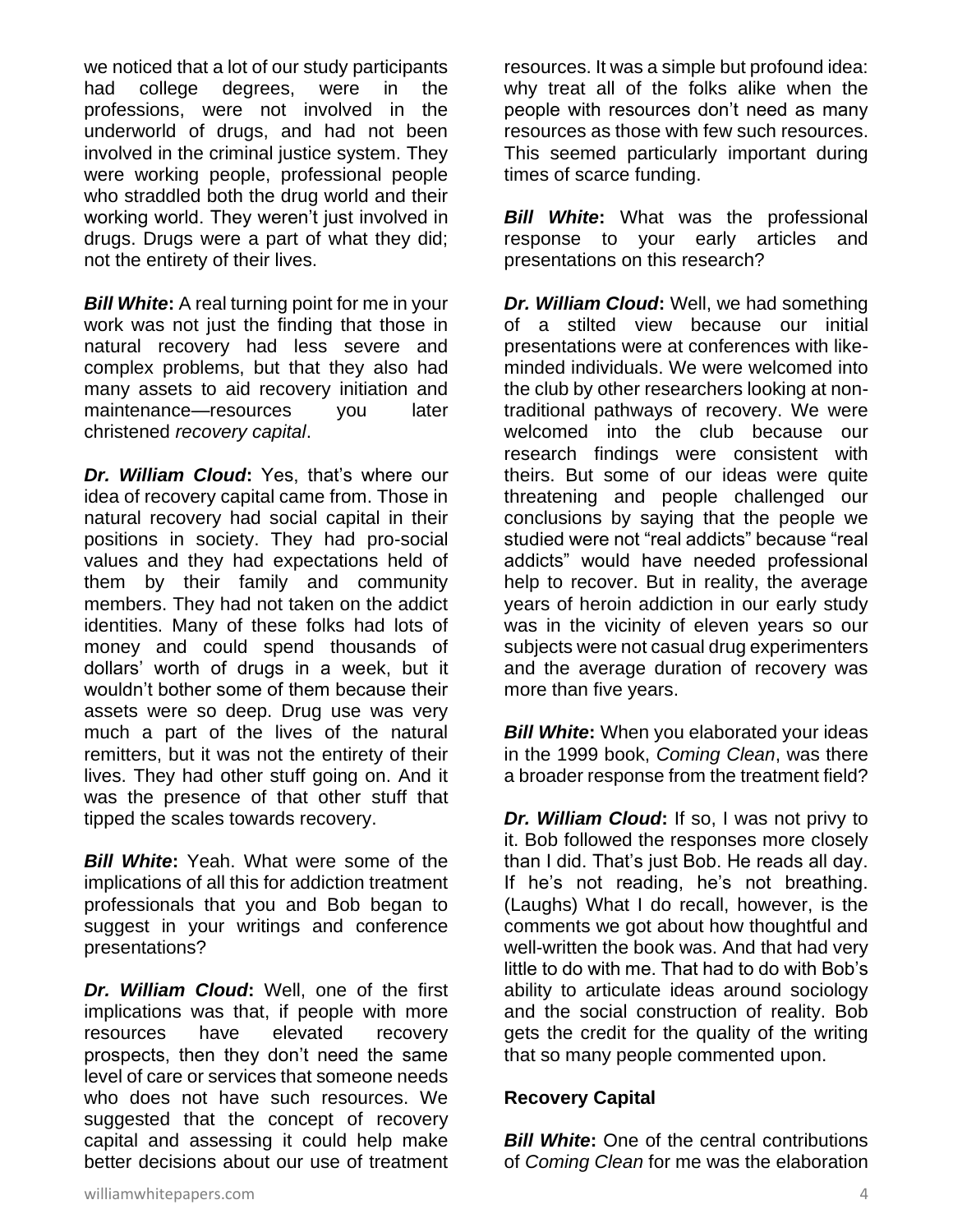we noticed that a lot of our study participants had college degrees, were in the professions, were not involved in the underworld of drugs, and had not been involved in the criminal justice system. They were working people, professional people who straddled both the drug world and their working world. They weren't just involved in drugs. Drugs were a part of what they did; not the entirety of their lives.

***Bill White*:** A real turning point for me in your work was not just the finding that those in natural recovery had less severe and complex problems, but that they also had many assets to aid recovery initiation and maintenance—resources you later christened *recovery capital*.

***Dr. William Cloud*:** Yes, that's where our idea of recovery capital came from. Those in natural recovery had social capital in their positions in society. They had pro-social values and they had expectations held of them by their family and community members. They had not taken on the addict identities. Many of these folks had lots of money and could spend thousands of dollars' worth of drugs in a week, but it wouldn't bother some of them because their assets were so deep. Drug use was very much a part of the lives of the natural remitters, but it was not the entirety of their lives. They had other stuff going on. And it was the presence of that other stuff that tipped the scales towards recovery.

***Bill White*:** Yeah. What were some of the implications of all this for addiction treatment professionals that you and Bob began to suggest in your writings and conference presentations?

***Dr. William Cloud*:** Well, one of the first implications was that, if people with more resources have elevated recovery prospects, then they don't need the same level of care or services that someone needs who does not have such resources. We suggested that the concept of recovery capital and assessing it could help make better decisions about our use of treatment resources. It was a simple but profound idea: why treat all of the folks alike when the people with resources don't need as many resources as those with few such resources. This seemed particularly important during times of scarce funding.

***Bill White*:** What was the professional response to your early articles and presentations on this research?

***Dr. William Cloud*:** Well, we had something of a stilted view because our initial presentations were at conferences with like-minded individuals. We were welcomed into the club by other researchers looking at non-traditional pathways of recovery. We were welcomed into the club because our research findings were consistent with theirs. But some of our ideas were quite threatening and people challenged our conclusions by saying that the people we studied were not "real addicts" because "real addicts" would have needed professional help to recover. But in reality, the average years of heroin addiction in our early study was in the vicinity of eleven years so our subjects were not casual drug experimenters and the average duration of recovery was more than five years.

***Bill White*:** When you elaborated your ideas in the 1999 book, *Coming Clean*, was there a broader response from the treatment field?

***Dr. William Cloud*:** If so, I was not privy to it. Bob followed the responses more closely than I did. That's just Bob. He reads all day. If he's not reading, he's not breathing. (Laughs) What I do recall, however, is the comments we got about how thoughtful and well-written the book was. And that had very little to do with me. That had to do with Bob's ability to articulate ideas around sociology and the social construction of reality. Bob gets the credit for the quality of the writing that so many people commented upon.

**Recovery Capital**

***Bill White*:** One of the central contributions of *Coming Clean* for me was the elaboration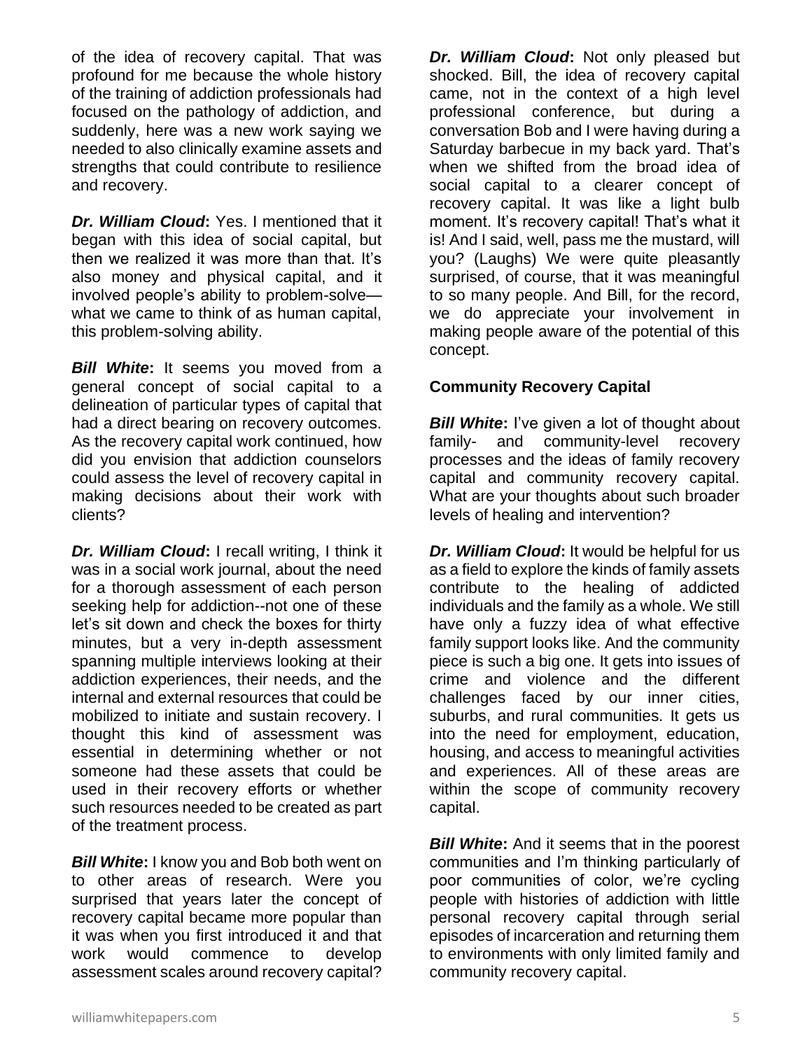of the idea of recovery capital. That was profound for me because the whole history of the training of addiction professionals had focused on the pathology of addiction, and suddenly, here was a new work saying we needed to also clinically examine assets and strengths that could contribute to resilience and recovery.

***Dr. William Cloud*:** Yes. I mentioned that it began with this idea of social capital, but then we realized it was more than that. It's also money and physical capital, and it involved people's ability to problem-solve—what we came to think of as human capital, this problem-solving ability.

***Bill White*:** It seems you moved from a general concept of social capital to a delineation of particular types of capital that had a direct bearing on recovery outcomes. As the recovery capital work continued, how did you envision that addiction counselors could assess the level of recovery capital in making decisions about their work with clients?

***Dr. William Cloud*:** I recall writing, I think it was in a social work journal, about the need for a thorough assessment of each person seeking help for addiction--not one of these let's sit down and check the boxes for thirty minutes, but a very in-depth assessment spanning multiple interviews looking at their addiction experiences, their needs, and the internal and external resources that could be mobilized to initiate and sustain recovery. I thought this kind of assessment was essential in determining whether or not someone had these assets that could be used in their recovery efforts or whether such resources needed to be created as part of the treatment process.

***Bill White*:** I know you and Bob both went on to other areas of research. Were you surprised that years later the concept of recovery capital became more popular than it was when you first introduced it and that work would commence to develop assessment scales around recovery capital?

***Dr. William Cloud*:** Not only pleased but shocked. Bill, the idea of recovery capital came, not in the context of a high level professional conference, but during a conversation Bob and I were having during a Saturday barbecue in my back yard. That's when we shifted from the broad idea of social capital to a clearer concept of recovery capital. It was like a light bulb moment. It's recovery capital! That's what it is! And I said, well, pass me the mustard, will you? (Laughs) We were quite pleasantly surprised, of course, that it was meaningful to so many people. And Bill, for the record, we do appreciate your involvement in making people aware of the potential of this concept.

**Community Recovery Capital**

***Bill White*:** I've given a lot of thought about family- and community-level recovery processes and the ideas of family recovery capital and community recovery capital. What are your thoughts about such broader levels of healing and intervention?

***Dr. William Cloud*:** It would be helpful for us as a field to explore the kinds of family assets contribute to the healing of addicted individuals and the family as a whole. We still have only a fuzzy idea of what effective family support looks like. And the community piece is such a big one. It gets into issues of crime and violence and the different challenges faced by our inner cities, suburbs, and rural communities. It gets us into the need for employment, education, housing, and access to meaningful activities and experiences. All of these areas are within the scope of community recovery capital.

***Bill White*:** And it seems that in the poorest communities and I'm thinking particularly of poor communities of color, we're cycling people with histories of addiction with little personal recovery capital through serial episodes of incarceration and returning them to environments with only limited family and community recovery capital.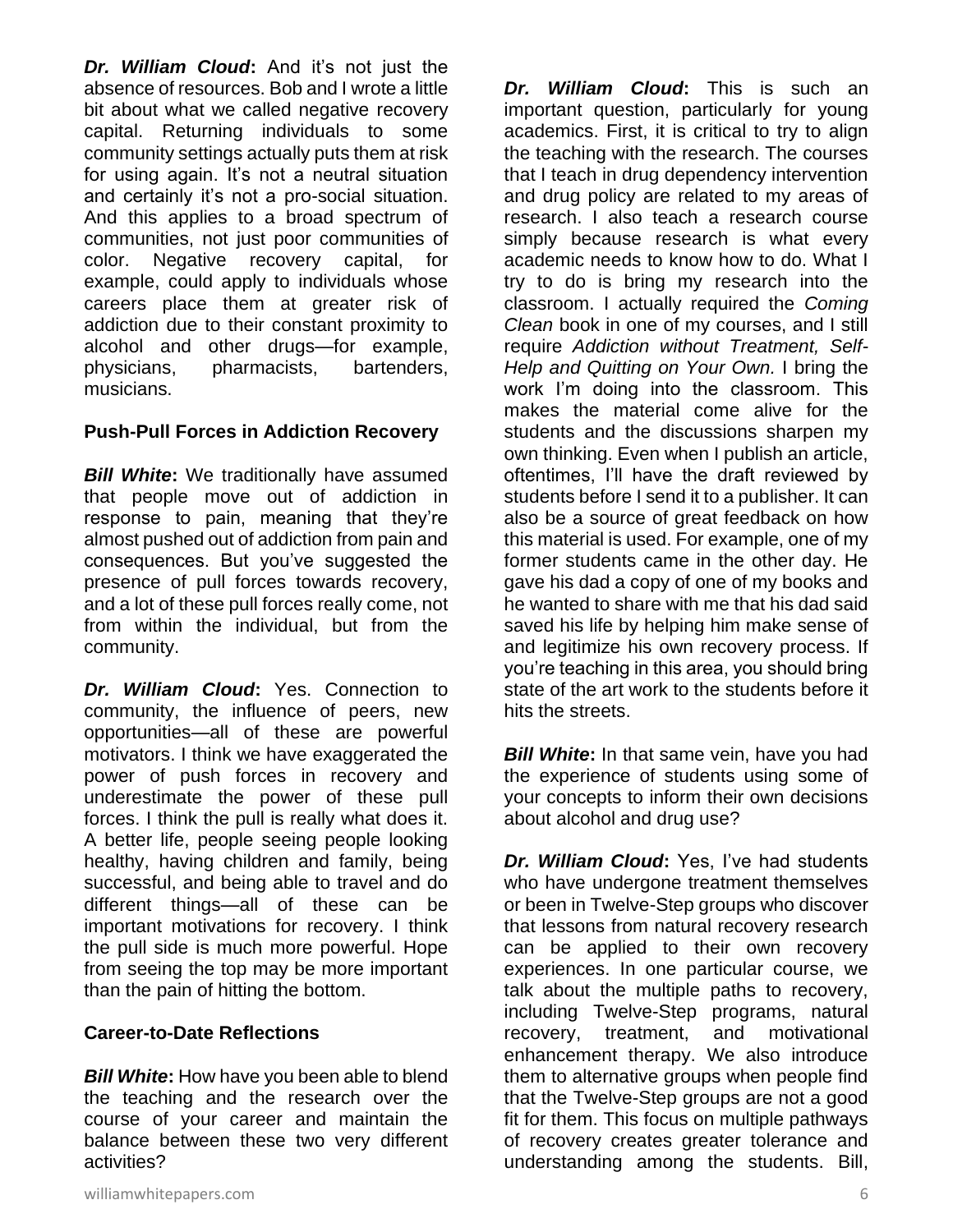***Dr. William Cloud*****:** And it's not just the absence of resources. Bob and I wrote a little bit about what we called negative recovery capital. Returning individuals to some community settings actually puts them at risk for using again. It's not a neutral situation and certainly it's not a pro-social situation. And this applies to a broad spectrum of communities, not just poor communities of color. Negative recovery capital, for example, could apply to individuals whose careers place them at greater risk of addiction due to their constant proximity to alcohol and other drugs—for example, physicians, pharmacists, bartenders, musicians.

**Push-Pull Forces in Addiction Recovery**

***Bill White*****:** We traditionally have assumed that people move out of addiction in response to pain, meaning that they're almost pushed out of addiction from pain and consequences. But you've suggested the presence of pull forces towards recovery, and a lot of these pull forces really come, not from within the individual, but from the community.

***Dr. William Cloud*****:** Yes. Connection to community, the influence of peers, new opportunities—all of these are powerful motivators. I think we have exaggerated the power of push forces in recovery and underestimate the power of these pull forces. I think the pull is really what does it. A better life, people seeing people looking healthy, having children and family, being successful, and being able to travel and do different things—all of these can be important motivations for recovery. I think the pull side is much more powerful. Hope from seeing the top may be more important than the pain of hitting the bottom.

**Career-to-Date Reflections**

***Bill White*****:** How have you been able to blend the teaching and the research over the course of your career and maintain the balance between these two very different activities?

***Dr. William Cloud*****:** This is such an important question, particularly for young academics. First, it is critical to try to align the teaching with the research. The courses that I teach in drug dependency intervention and drug policy are related to my areas of research. I also teach a research course simply because research is what every academic needs to know how to do. What I try to do is bring my research into the classroom. I actually required the *Coming Clean* book in one of my courses, and I still require *Addiction without Treatment, Self-Help and Quitting on Your Own.* I bring the work I'm doing into the classroom. This makes the material come alive for the students and the discussions sharpen my own thinking. Even when I publish an article, oftentimes, I'll have the draft reviewed by students before I send it to a publisher. It can also be a source of great feedback on how this material is used. For example, one of my former students came in the other day. He gave his dad a copy of one of my books and he wanted to share with me that his dad said saved his life by helping him make sense of and legitimize his own recovery process. If you're teaching in this area, you should bring state of the art work to the students before it hits the streets.

***Bill White*****:** In that same vein, have you had the experience of students using some of your concepts to inform their own decisions about alcohol and drug use?

***Dr. William Cloud*****:** Yes, I've had students who have undergone treatment themselves or been in Twelve-Step groups who discover that lessons from natural recovery research can be applied to their own recovery experiences. In one particular course, we talk about the multiple paths to recovery, including Twelve-Step programs, natural recovery, treatment, and motivational enhancement therapy. We also introduce them to alternative groups when people find that the Twelve-Step groups are not a good fit for them. This focus on multiple pathways of recovery creates greater tolerance and understanding among the students. Bill,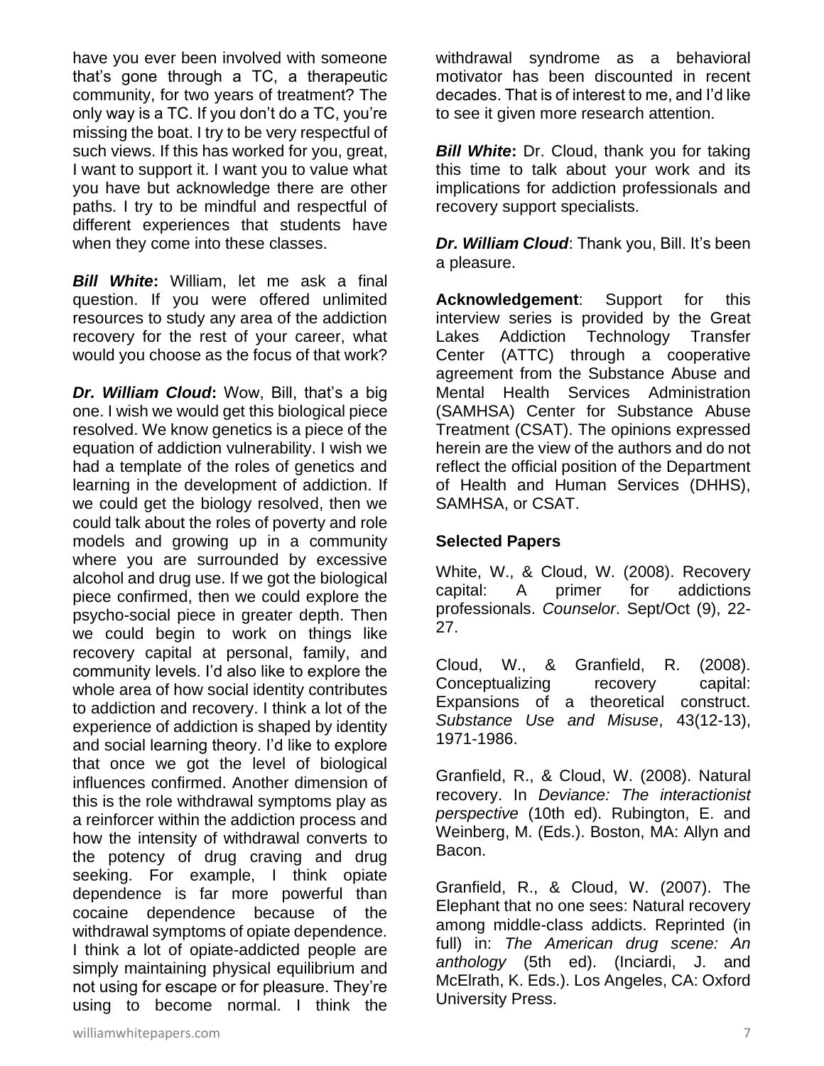have you ever been involved with someone that's gone through a TC, a therapeutic community, for two years of treatment? The only way is a TC. If you don't do a TC, you're missing the boat. I try to be very respectful of such views. If this has worked for you, great, I want to support it. I want you to value what you have but acknowledge there are other paths. I try to be mindful and respectful of different experiences that students have when they come into these classes.

***Bill White*:** William, let me ask a final question. If you were offered unlimited resources to study any area of the addiction recovery for the rest of your career, what would you choose as the focus of that work?

***Dr. William Cloud*:** Wow, Bill, that's a big one. I wish we would get this biological piece resolved. We know genetics is a piece of the equation of addiction vulnerability. I wish we had a template of the roles of genetics and learning in the development of addiction. If we could get the biology resolved, then we could talk about the roles of poverty and role models and growing up in a community where you are surrounded by excessive alcohol and drug use. If we got the biological piece confirmed, then we could explore the psycho-social piece in greater depth. Then we could begin to work on things like recovery capital at personal, family, and community levels. I'd also like to explore the whole area of how social identity contributes to addiction and recovery. I think a lot of the experience of addiction is shaped by identity and social learning theory. I'd like to explore that once we got the level of biological influences confirmed. Another dimension of this is the role withdrawal symptoms play as a reinforcer within the addiction process and how the intensity of withdrawal converts to the potency of drug craving and drug seeking. For example, I think opiate dependence is far more powerful than cocaine dependence because of the withdrawal symptoms of opiate dependence. I think a lot of opiate-addicted people are simply maintaining physical equilibrium and not using for escape or for pleasure. They're using to become normal. I think the withdrawal syndrome as a behavioral motivator has been discounted in recent decades. That is of interest to me, and I'd like to see it given more research attention.

***Bill White*:** Dr. Cloud, thank you for taking this time to talk about your work and its implications for addiction professionals and recovery support specialists.

***Dr. William Cloud*:** Thank you, Bill. It's been a pleasure.

**Acknowledgement**: Support for this interview series is provided by the Great Lakes Addiction Technology Transfer Center (ATTC) through a cooperative agreement from the Substance Abuse and Mental Health Services Administration (SAMHSA) Center for Substance Abuse Treatment (CSAT). The opinions expressed herein are the view of the authors and do not reflect the official position of the Department of Health and Human Services (DHHS), SAMHSA, or CSAT.

### Selected Papers

White, W., & Cloud, W. (2008). Recovery capital: A primer for addictions professionals. *Counselor*. Sept/Oct (9), 22-27.

Cloud, W., & Granfield, R. (2008). Conceptualizing recovery capital: Expansions of a theoretical construct. *Substance Use and Misuse*, 43(12-13), 1971-1986.

Granfield, R., & Cloud, W. (2008). Natural recovery. In *Deviance: The interactionist perspective* (10th ed). Rubington, E. and Weinberg, M. (Eds.). Boston, MA: Allyn and Bacon.

Granfield, R., & Cloud, W. (2007). The Elephant that no one sees: Natural recovery among middle-class addicts. Reprinted (in full) in: *The American drug scene: An anthology* (5th ed). (Inciardi, J. and McElrath, K. Eds.). Los Angeles, CA: Oxford University Press.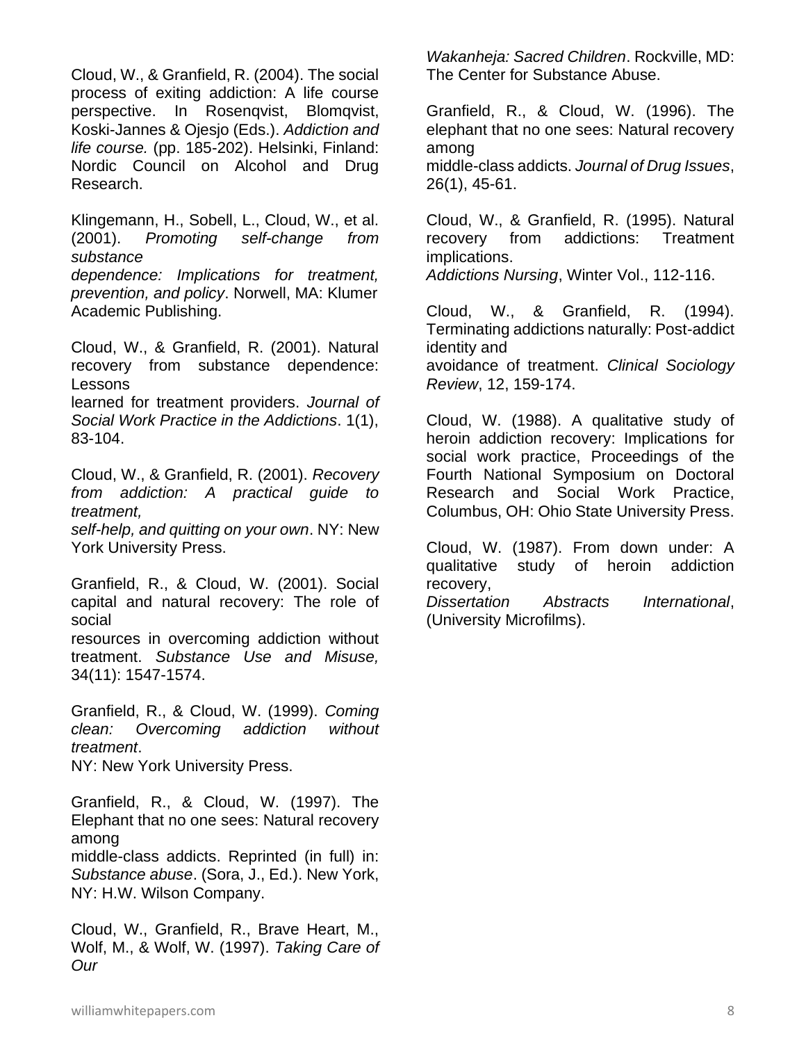Cloud, W., & Granfield, R. (2004). The social process of exiting addiction: A life course perspective. In Rosenqvist, Blomqvist, Koski-Jannes & Ojesjo (Eds.). *Addiction and life course.* (pp. 185-202). Helsinki, Finland: Nordic Council on Alcohol and Drug Research.

Klingemann, H., Sobell, L., Cloud, W., et al. (2001). *Promoting self-change from substance dependence: Implications for treatment, prevention, and policy*. Norwell, MA: Klumer Academic Publishing.

Cloud, W., & Granfield, R. (2001). Natural recovery from substance dependence: Lessons learned for treatment providers. *Journal of Social Work Practice in the Addictions*. 1(1), 83-104.

Cloud, W., & Granfield, R. (2001). *Recovery from addiction: A practical guide to treatment, self-help, and quitting on your own*. NY: New York University Press.

Granfield, R., & Cloud, W. (2001). Social capital and natural recovery: The role of social resources in overcoming addiction without treatment. *Substance Use and Misuse,* 34(11): 1547-1574.

Granfield, R., & Cloud, W. (1999). *Coming clean: Overcoming addiction without treatment*. NY: New York University Press.

Granfield, R., & Cloud, W. (1997). The Elephant that no one sees: Natural recovery among middle-class addicts. Reprinted (in full) in: *Substance abuse*. (Sora, J., Ed.). New York, NY: H.W. Wilson Company.

Cloud, W., Granfield, R., Brave Heart, M., Wolf, M., & Wolf, W. (1997). *Taking Care of Our Wakanheja: Sacred Children*. Rockville, MD: The Center for Substance Abuse.

Granfield, R., & Cloud, W. (1996). The elephant that no one sees: Natural recovery among middle-class addicts. *Journal of Drug Issues*, 26(1), 45-61.

Cloud, W., & Granfield, R. (1995). Natural recovery from addictions: Treatment implications. *Addictions Nursing*, Winter Vol., 112-116.

Cloud, W., & Granfield, R. (1994). Terminating addictions naturally: Post-addict identity and avoidance of treatment. *Clinical Sociology Review*, 12, 159-174.

Cloud, W. (1988). A qualitative study of heroin addiction recovery: Implications for social work practice, Proceedings of the Fourth National Symposium on Doctoral Research and Social Work Practice, Columbus, OH: Ohio State University Press.

Cloud, W. (1987). From down under: A qualitative study of heroin addiction recovery, *Dissertation Abstracts International*, (University Microfilms).